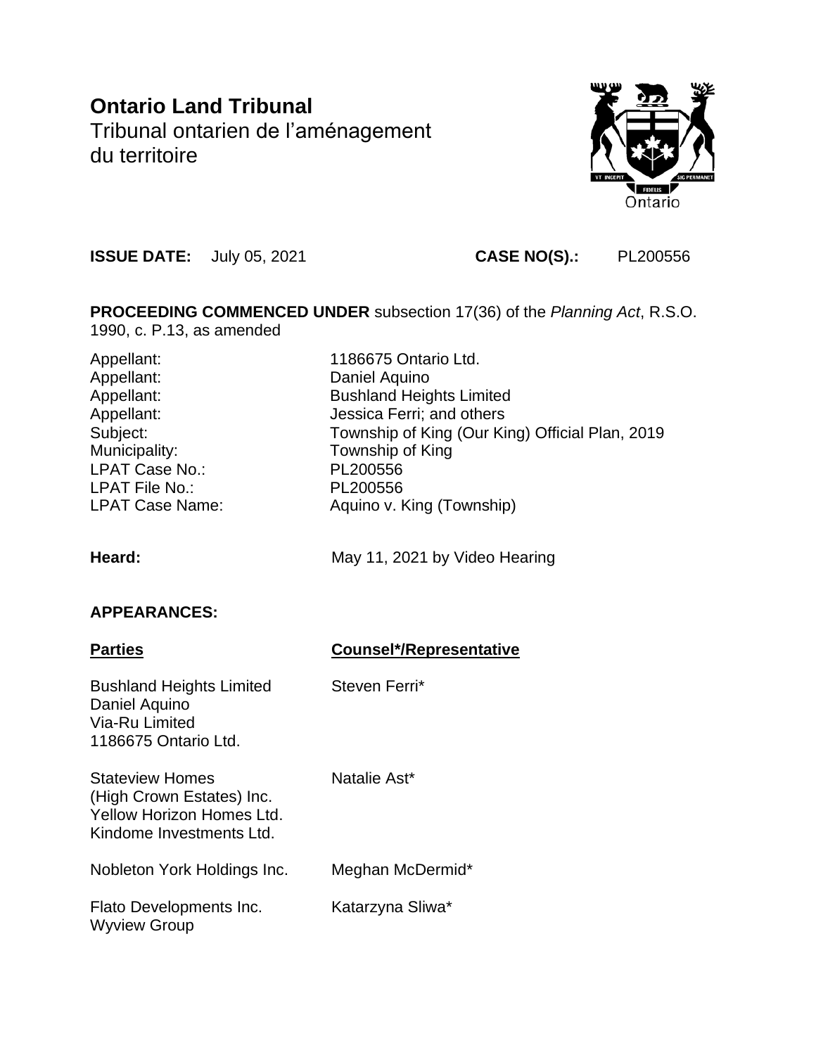# Ontario Land Tribunal

Tribunal ontarien de l'aménagement du territoire

**ISSUE DATE:** July 05, 2021 **CASE NO(S).:** PL200556

**PROCEEDING COMMENCED UNDER** subsection 17(36) of the *Planning Act*, R.S.O. 1990, c. P.13, as amended

| | |
|---|---|
| Appellant: | 1186675 Ontario Ltd. |
| Appellant: | Daniel Aquino |
| Appellant: | Bushland Heights Limited |
| Appellant: | Jessica Ferri; and others |
| Subject: | Township of King (Our King) Official Plan, 2019 |
| Municipality: | Township of King |
| LPAT Case No.: | PL200556 |
| LPAT File No.: | PL200556 |
| LPAT Case Name: | Aquino v. King (Township) |

**Heard:** May 11, 2021 by Video Hearing

**APPEARANCES:**

| **Parties** | **Counsel*/Representative** |
|---|---|
| Bushland Heights Limited<br>Daniel Aquino<br>Via-Ru Limited<br>1186675 Ontario Ltd. | Steven Ferri* |
| Stateview Homes<br>(High Crown Estates) Inc.<br>Yellow Horizon Homes Ltd.<br>Kindome Investments Ltd. | Natalie Ast* |
| Nobleton York Holdings Inc. | Meghan McDermid* |
| Flato Developments Inc.<br>Wyview Group | Katarzyna Sliwa* |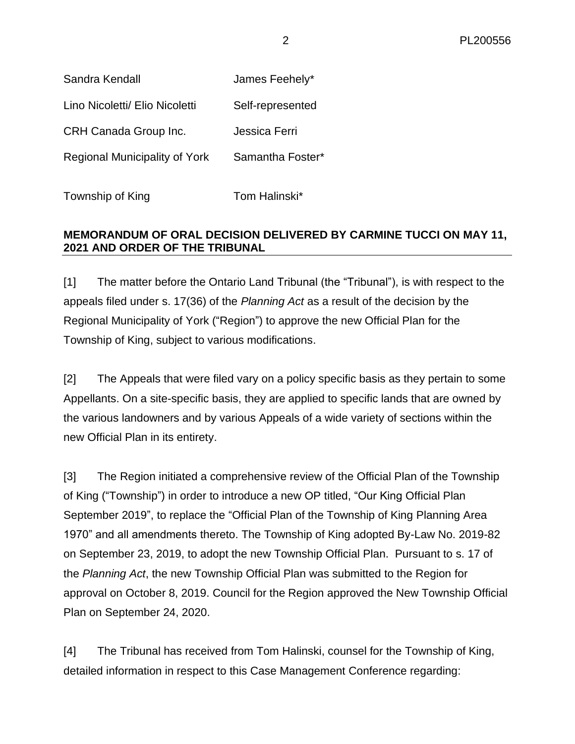| | |
|---|---|
| Sandra Kendall | James Feehely* |
| Lino Nicoletti/ Elio Nicoletti | Self-represented |
| CRH Canada Group Inc. | Jessica Ferri |
| Regional Municipality of York | Samantha Foster* |
| Township of King | Tom Halinski* |

**MEMORANDUM OF ORAL DECISION DELIVERED BY CARMINE TUCCI ON MAY 11, 2021 AND ORDER OF THE TRIBUNAL**

[1] The matter before the Ontario Land Tribunal (the "Tribunal"), is with respect to the appeals filed under s. 17(36) of the *Planning Act* as a result of the decision by the Regional Municipality of York ("Region") to approve the new Official Plan for the Township of King, subject to various modifications.

[2] The Appeals that were filed vary on a policy specific basis as they pertain to some Appellants. On a site-specific basis, they are applied to specific lands that are owned by the various landowners and by various Appeals of a wide variety of sections within the new Official Plan in its entirety.

[3] The Region initiated a comprehensive review of the Official Plan of the Township of King ("Township") in order to introduce a new OP titled, "Our King Official Plan September 2019", to replace the "Official Plan of the Township of King Planning Area 1970" and all amendments thereto. The Township of King adopted By-Law No. 2019-82 on September 23, 2019, to adopt the new Township Official Plan. Pursuant to s. 17 of the *Planning Act*, the new Township Official Plan was submitted to the Region for approval on October 8, 2019. Council for the Region approved the New Township Official Plan on September 24, 2020.

[4] The Tribunal has received from Tom Halinski, counsel for the Township of King, detailed information in respect to this Case Management Conference regarding: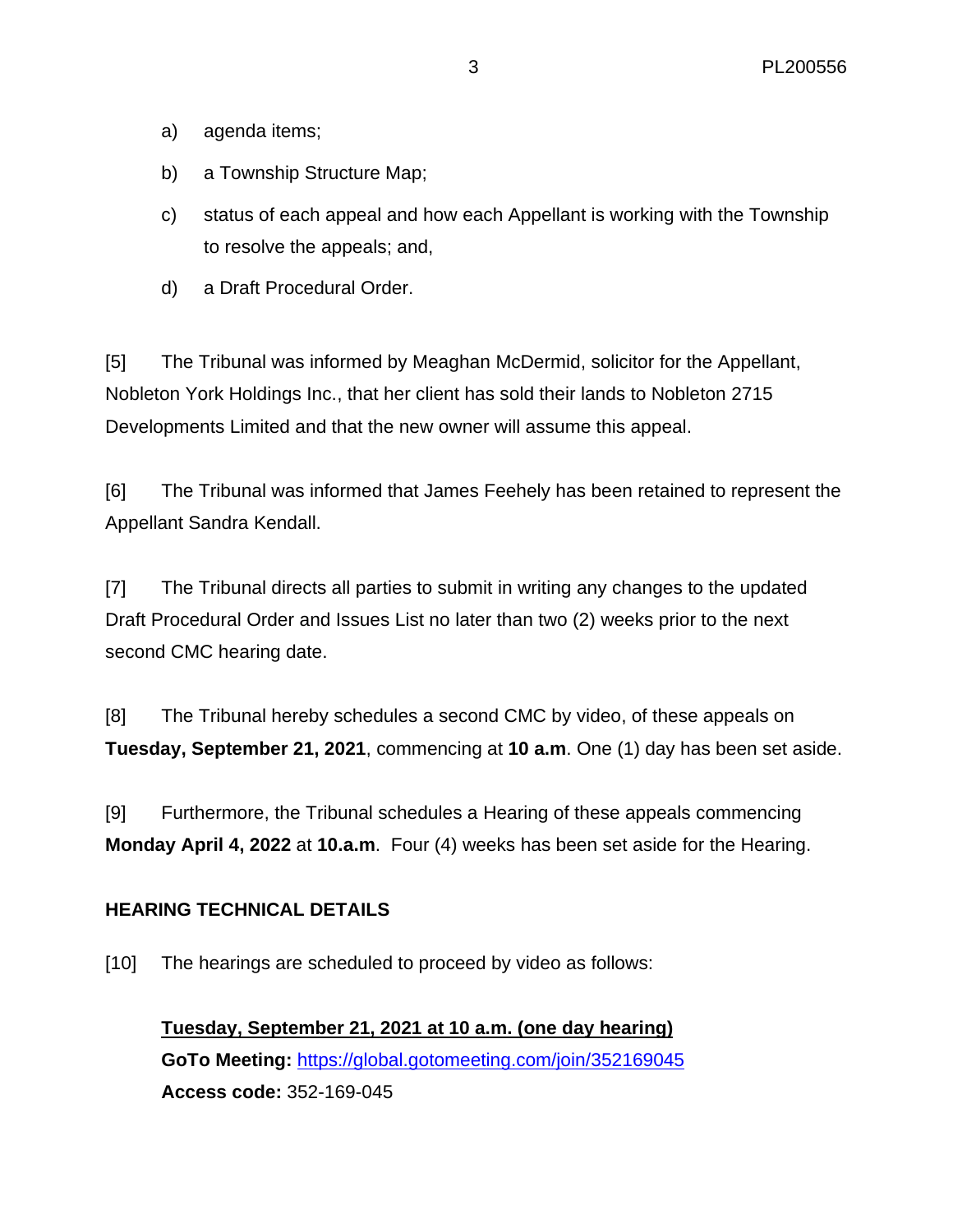a) agenda items;

b) a Township Structure Map;

c) status of each appeal and how each Appellant is working with the Township to resolve the appeals; and,

d) a Draft Procedural Order.

[5] The Tribunal was informed by Meaghan McDermid, solicitor for the Appellant, Nobleton York Holdings Inc., that her client has sold their lands to Nobleton 2715 Developments Limited and that the new owner will assume this appeal.

[6] The Tribunal was informed that James Feehely has been retained to represent the Appellant Sandra Kendall.

[7] The Tribunal directs all parties to submit in writing any changes to the updated Draft Procedural Order and Issues List no later than two (2) weeks prior to the next second CMC hearing date.

[8] The Tribunal hereby schedules a second CMC by video, of these appeals on **Tuesday, September 21, 2021**, commencing at **10 a.m**. One (1) day has been set aside.

[9] Furthermore, the Tribunal schedules a Hearing of these appeals commencing **Monday April 4, 2022** at **10.a.m**. Four (4) weeks has been set aside for the Hearing.

**HEARING TECHNICAL DETAILS**

[10] The hearings are scheduled to proceed by video as follows:

**<u>Tuesday, September 21, 2021 at 10 a.m. (one day hearing)</u>**
**GoTo Meeting:** https://global.gotomeeting.com/join/352169045
**Access code:** 352-169-045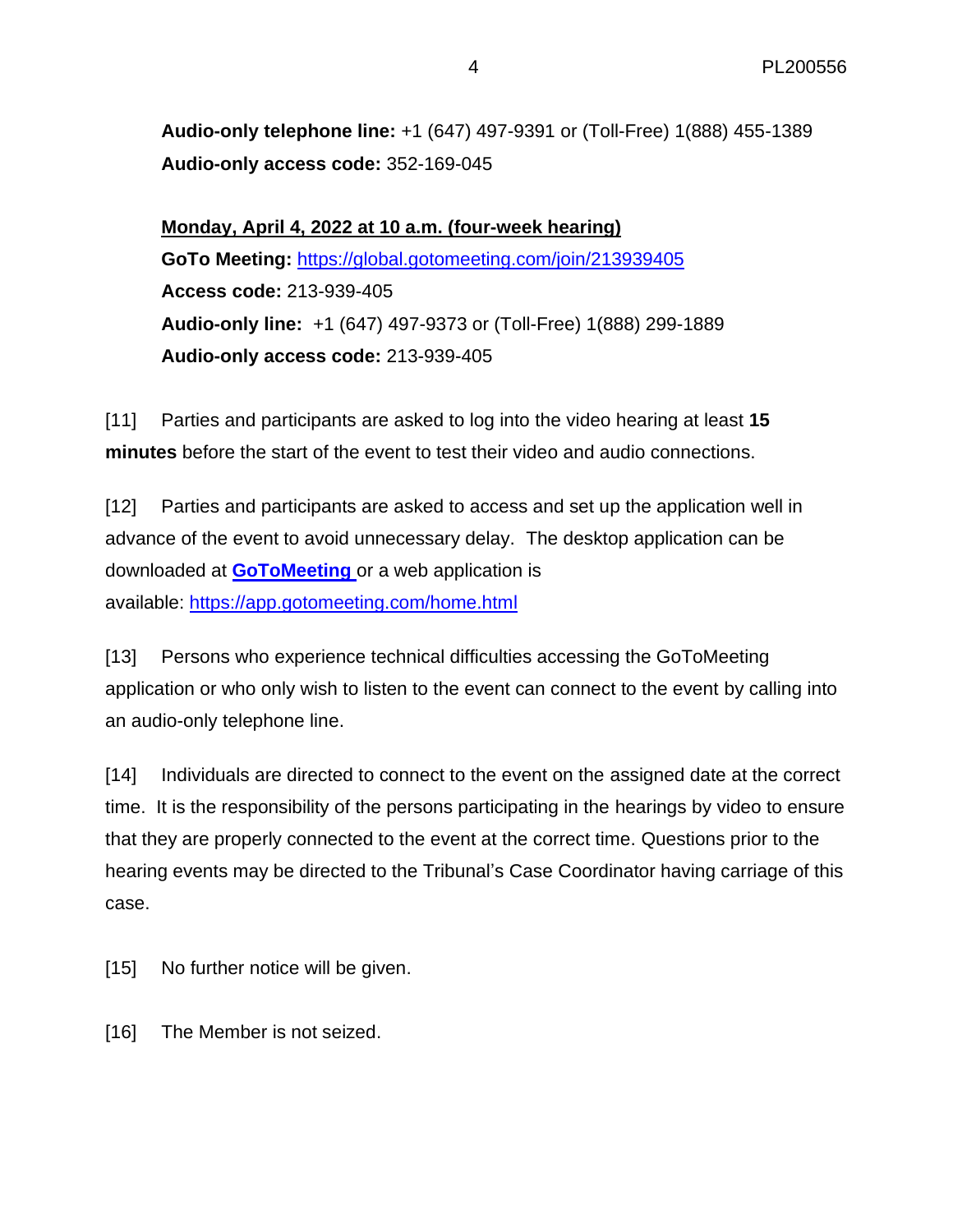**Audio-only telephone line:** +1 (647) 497-9391 or (Toll-Free) 1(888) 455-1389
**Audio-only access code:** 352-169-045

**Monday, April 4, 2022 at 10 a.m. (four-week hearing)**
**GoTo Meeting:** https://global.gotomeeting.com/join/213939405
**Access code:** 213-939-405
**Audio-only line:** +1 (647) 497-9373 or (Toll-Free) 1(888) 299-1889
**Audio-only access code:** 213-939-405

[11] Parties and participants are asked to log into the video hearing at least **15 minutes** before the start of the event to test their video and audio connections.

[12] Parties and participants are asked to access and set up the application well in advance of the event to avoid unnecessary delay. The desktop application can be downloaded at **GoToMeeting** or a web application is available: https://app.gotomeeting.com/home.html

[13] Persons who experience technical difficulties accessing the GoToMeeting application or who only wish to listen to the event can connect to the event by calling into an audio-only telephone line.

[14] Individuals are directed to connect to the event on the assigned date at the correct time. It is the responsibility of the persons participating in the hearings by video to ensure that they are properly connected to the event at the correct time. Questions prior to the hearing events may be directed to the Tribunal's Case Coordinator having carriage of this case.

[15] No further notice will be given.

[16] The Member is not seized.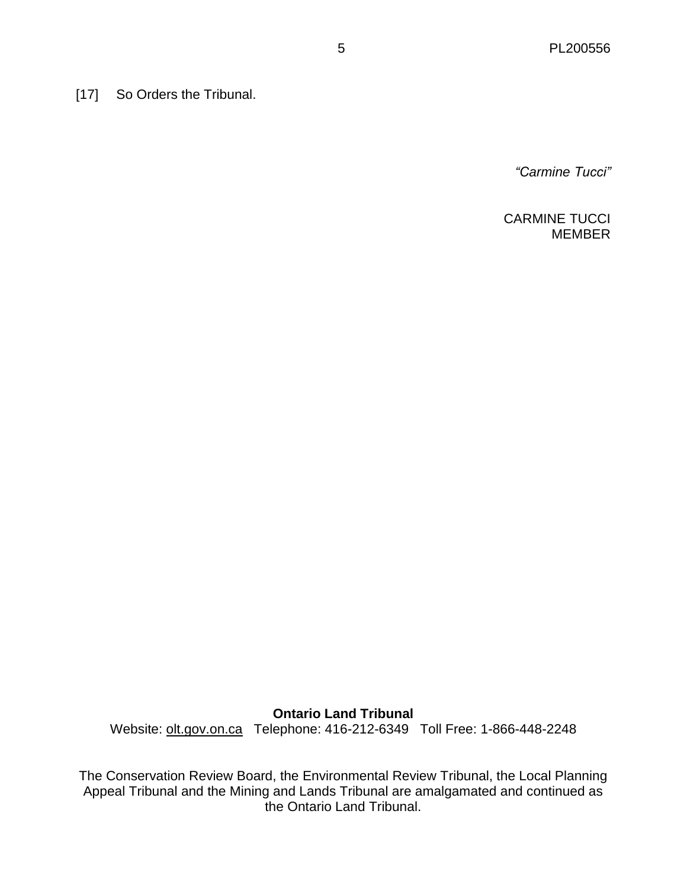[17] So Orders the Tribunal.

*"Carmine Tucci"*

CARMINE TUCCI
MEMBER

**Ontario Land Tribunal**

Website: olt.gov.on.ca Telephone: 416-212-6349 Toll Free: 1-866-448-2248

The Conservation Review Board, the Environmental Review Tribunal, the Local Planning Appeal Tribunal and the Mining and Lands Tribunal are amalgamated and continued as the Ontario Land Tribunal.